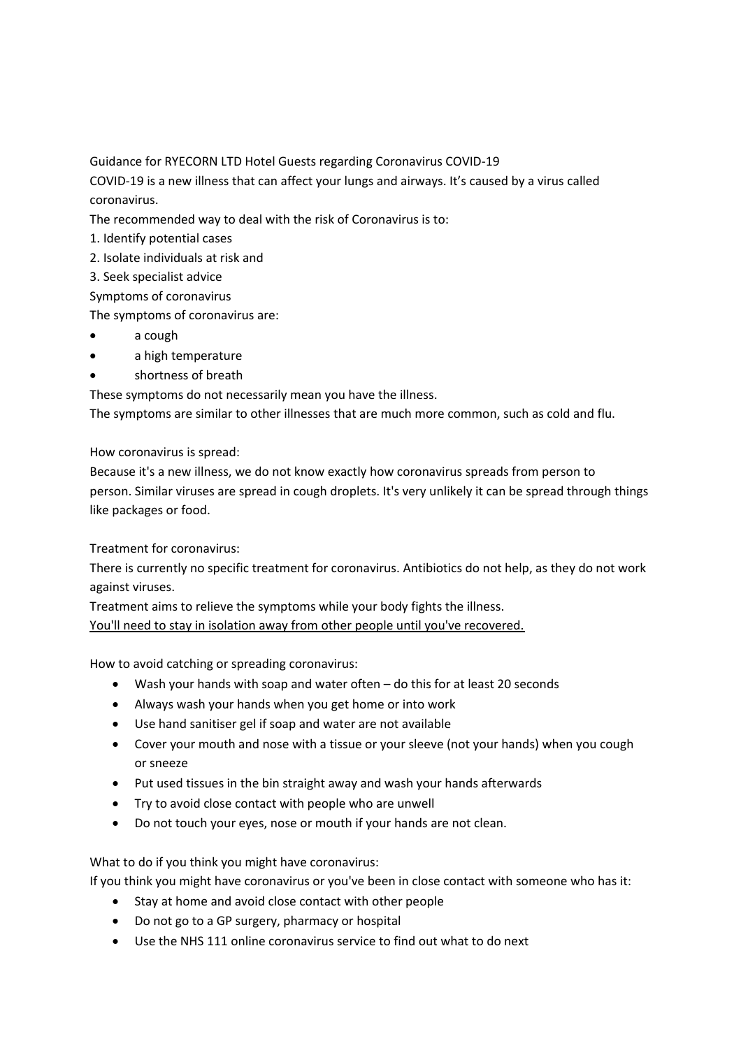Guidance for RYECORN LTD Hotel Guests regarding Coronavirus COVID-19

COVID-19 is a new illness that can affect your lungs and airways. It's caused by a virus called coronavirus.

The recommended way to deal with the risk of Coronavirus is to:

1. Identify potential cases
2. Isolate individuals at risk and
3. Seek specialist advice

Symptoms of coronavirus

The symptoms of coronavirus are:

- a cough
- a high temperature
- shortness of breath

These symptoms do not necessarily mean you have the illness.

The symptoms are similar to other illnesses that are much more common, such as cold and flu.

How coronavirus is spread:

Because it's a new illness, we do not know exactly how coronavirus spreads from person to person. Similar viruses are spread in cough droplets. It's very unlikely it can be spread through things like packages or food.

Treatment for coronavirus:

There is currently no specific treatment for coronavirus. Antibiotics do not help, as they do not work against viruses.

Treatment aims to relieve the symptoms while your body fights the illness.

<u>You'll need to stay in isolation away from other people until you've recovered.</u>

How to avoid catching or spreading coronavirus:

- Wash your hands with soap and water often – do this for at least 20 seconds
- Always wash your hands when you get home or into work
- Use hand sanitiser gel if soap and water are not available
- Cover your mouth and nose with a tissue or your sleeve (not your hands) when you cough or sneeze
- Put used tissues in the bin straight away and wash your hands afterwards
- Try to avoid close contact with people who are unwell
- Do not touch your eyes, nose or mouth if your hands are not clean.

What to do if you think you might have coronavirus:

If you think you might have coronavirus or you've been in close contact with someone who has it:

- Stay at home and avoid close contact with other people
- Do not go to a GP surgery, pharmacy or hospital
- Use the NHS 111 online coronavirus service to find out what to do next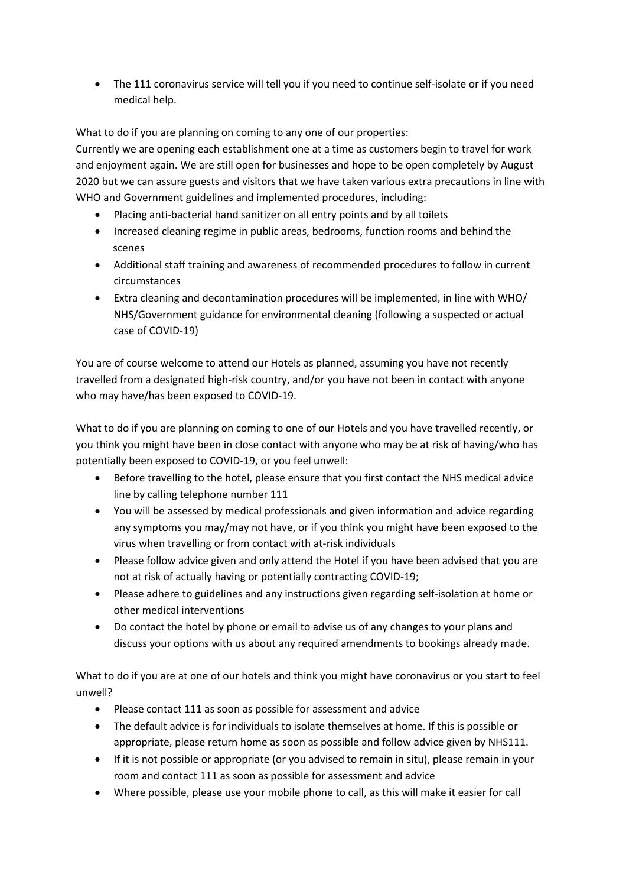- The 111 coronavirus service will tell you if you need to continue self-isolate or if you need medical help.

What to do if you are planning on coming to any one of our properties:
Currently we are opening each establishment one at a time as customers begin to travel for work and enjoyment again. We are still open for businesses and hope to be open completely by August 2020 but we can assure guests and visitors that we have taken various extra precautions in line with WHO and Government guidelines and implemented procedures, including:

- Placing anti-bacterial hand sanitizer on all entry points and by all toilets
- Increased cleaning regime in public areas, bedrooms, function rooms and behind the scenes
- Additional staff training and awareness of recommended procedures to follow in current circumstances
- Extra cleaning and decontamination procedures will be implemented, in line with WHO/ NHS/Government guidance for environmental cleaning (following a suspected or actual case of COVID-19)

You are of course welcome to attend our Hotels as planned, assuming you have not recently travelled from a designated high-risk country, and/or you have not been in contact with anyone who may have/has been exposed to COVID-19.

What to do if you are planning on coming to one of our Hotels and you have travelled recently, or you think you might have been in close contact with anyone who may be at risk of having/who has potentially been exposed to COVID-19, or you feel unwell:

- Before travelling to the hotel, please ensure that you first contact the NHS medical advice line by calling telephone number 111
- You will be assessed by medical professionals and given information and advice regarding any symptoms you may/may not have, or if you think you might have been exposed to the virus when travelling or from contact with at-risk individuals
- Please follow advice given and only attend the Hotel if you have been advised that you are not at risk of actually having or potentially contracting COVID-19;
- Please adhere to guidelines and any instructions given regarding self-isolation at home or other medical interventions
- Do contact the hotel by phone or email to advise us of any changes to your plans and discuss your options with us about any required amendments to bookings already made.

What to do if you are at one of our hotels and think you might have coronavirus or you start to feel unwell?

- Please contact 111 as soon as possible for assessment and advice
- The default advice is for individuals to isolate themselves at home. If this is possible or appropriate, please return home as soon as possible and follow advice given by NHS111.
- If it is not possible or appropriate (or you advised to remain in situ), please remain in your room and contact 111 as soon as possible for assessment and advice
- Where possible, please use your mobile phone to call, as this will make it easier for call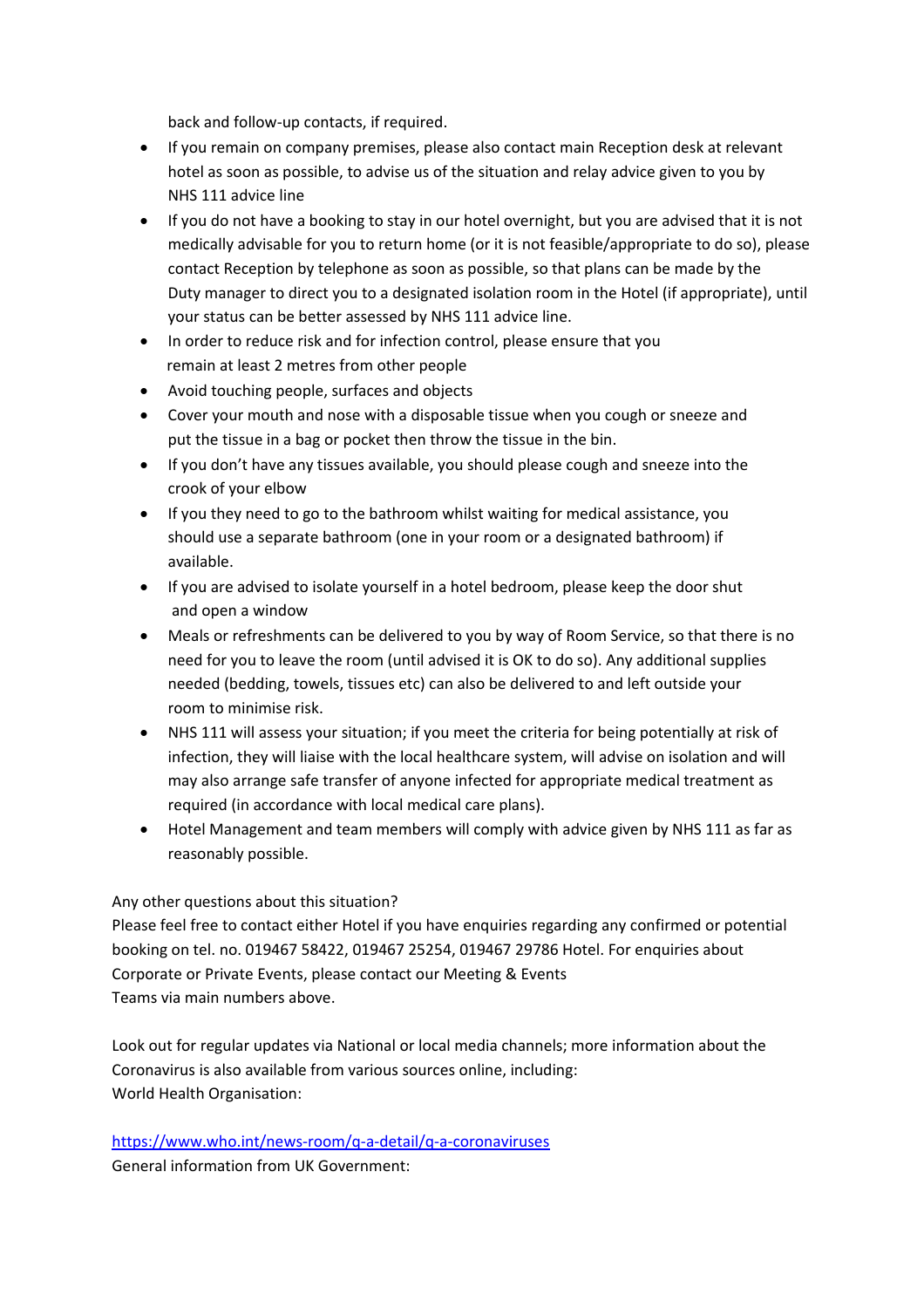back and follow-up contacts, if required.

- If you remain on company premises, please also contact main Reception desk at relevant hotel as soon as possible, to advise us of the situation and relay advice given to you by NHS 111 advice line
- If you do not have a booking to stay in our hotel overnight, but you are advised that it is not medically advisable for you to return home (or it is not feasible/appropriate to do so), please contact Reception by telephone as soon as possible, so that plans can be made by the Duty manager to direct you to a designated isolation room in the Hotel (if appropriate), until your status can be better assessed by NHS 111 advice line.
- In order to reduce risk and for infection control, please ensure that you remain at least 2 metres from other people
- Avoid touching people, surfaces and objects
- Cover your mouth and nose with a disposable tissue when you cough or sneeze and put the tissue in a bag or pocket then throw the tissue in the bin.
- If you don't have any tissues available, you should please cough and sneeze into the crook of your elbow
- If you they need to go to the bathroom whilst waiting for medical assistance, you should use a separate bathroom (one in your room or a designated bathroom) if available.
- If you are advised to isolate yourself in a hotel bedroom, please keep the door shut and open a window
- Meals or refreshments can be delivered to you by way of Room Service, so that there is no need for you to leave the room (until advised it is OK to do so). Any additional supplies needed (bedding, towels, tissues etc) can also be delivered to and left outside your room to minimise risk.
- NHS 111 will assess your situation; if you meet the criteria for being potentially at risk of infection, they will liaise with the local healthcare system, will advise on isolation and will may also arrange safe transfer of anyone infected for appropriate medical treatment as required (in accordance with local medical care plans).
- Hotel Management and team members will comply with advice given by NHS 111 as far as reasonably possible.

Any other questions about this situation?
Please feel free to contact either Hotel if you have enquiries regarding any confirmed or potential booking on tel. no. 019467 58422, 019467 25254, 019467 29786 Hotel. For enquiries about Corporate or Private Events, please contact our Meeting & Events Teams via main numbers above.

Look out for regular updates via National or local media channels; more information about the Coronavirus is also available from various sources online, including:
World Health Organisation:

https://www.who.int/news-room/q-a-detail/q-a-coronaviruses
General information from UK Government: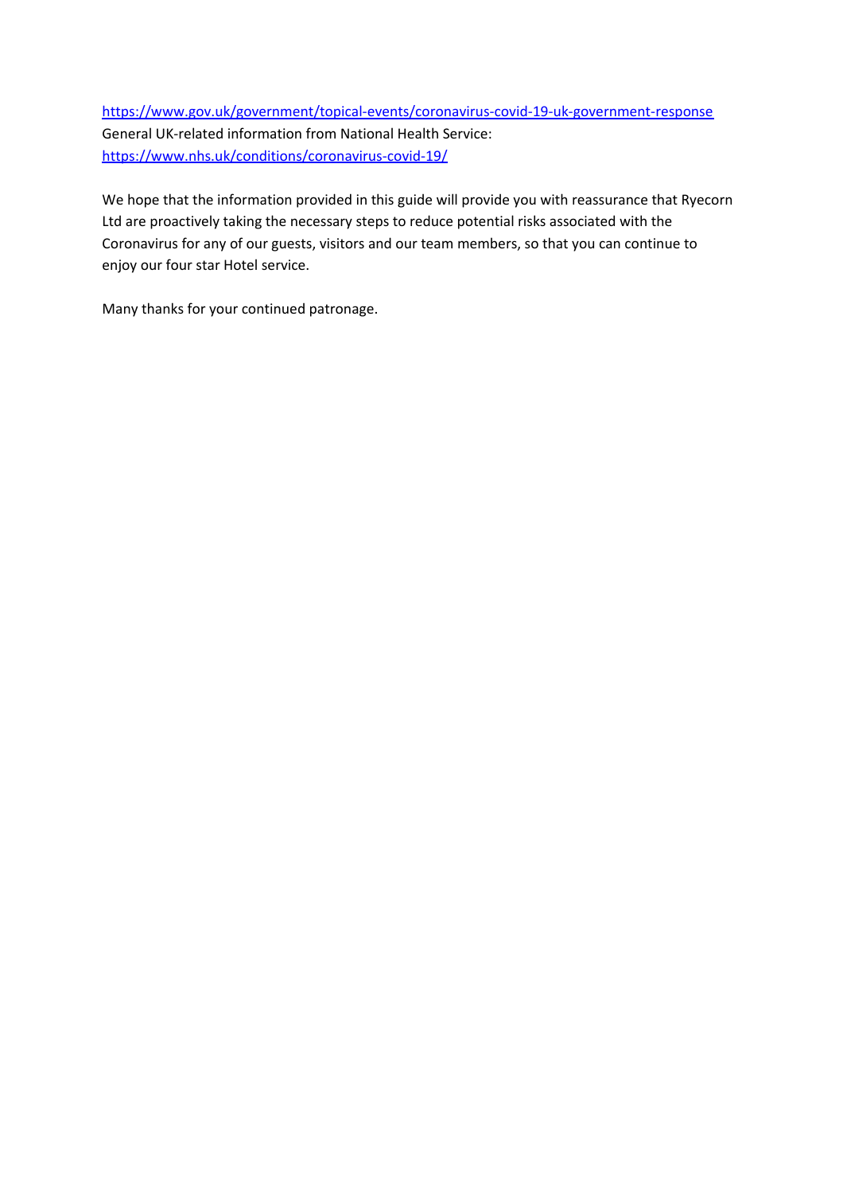https://www.gov.uk/government/topical-events/coronavirus-covid-19-uk-government-response
General UK-related information from National Health Service:
https://www.nhs.uk/conditions/coronavirus-covid-19/

We hope that the information provided in this guide will provide you with reassurance that Ryecorn Ltd are proactively taking the necessary steps to reduce potential risks associated with the Coronavirus for any of our guests, visitors and our team members, so that you can continue to enjoy our four star Hotel service.

Many thanks for your continued patronage.